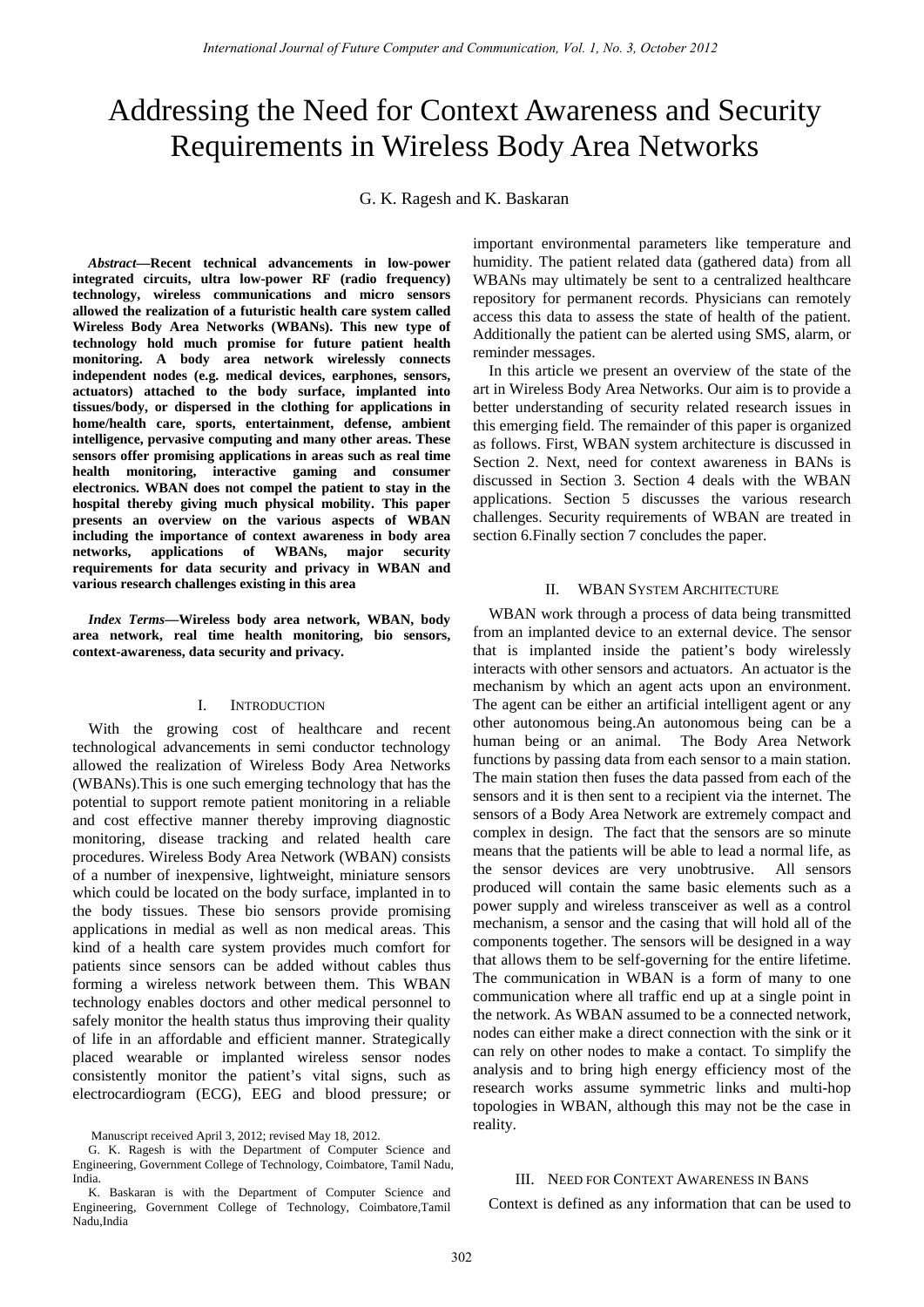# Addressing the Need for Context Awareness and Security Requirements in Wireless Body Area Networks

G. K. Ragesh and K. Baskaran

***Abstract*—Recent technical advancements in low-power integrated circuits, ultra low-power RF (radio frequency) technology, wireless communications and micro sensors allowed the realization of a futuristic health care system called Wireless Body Area Networks (WBANs). This new type of technology hold much promise for future patient health monitoring. A body area network wirelessly connects independent nodes (e.g. medical devices, earphones, sensors, actuators) attached to the body surface, implanted into tissues/body, or dispersed in the clothing for applications in home/health care, sports, entertainment, defense, ambient intelligence, pervasive computing and many other areas. These sensors offer promising applications in areas such as real time health monitoring, interactive gaming and consumer electronics. WBAN does not compel the patient to stay in the hospital thereby giving much physical mobility. This paper presents an overview on the various aspects of WBAN including the importance of context awareness in body area networks, applications of WBANs, major security requirements for data security and privacy in WBAN and various research challenges existing in this area**

***Index Terms*—Wireless body area network, WBAN, body area network, real time health monitoring, bio sensors, context-awareness, data security and privacy.**

## I. Introduction

With the growing cost of healthcare and recent technological advancements in semi conductor technology allowed the realization of Wireless Body Area Networks (WBANs).This is one such emerging technology that has the potential to support remote patient monitoring in a reliable and cost effective manner thereby improving diagnostic monitoring, disease tracking and related health care procedures. Wireless Body Area Network (WBAN) consists of a number of inexpensive, lightweight, miniature sensors which could be located on the body surface, implanted in to the body tissues. These bio sensors provide promising applications in medial as well as non medical areas. This kind of a health care system provides much comfort for patients since sensors can be added without cables thus forming a wireless network between them. This WBAN technology enables doctors and other medical personnel to safely monitor the health status thus improving their quality of life in an affordable and efficient manner. Strategically placed wearable or implanted wireless sensor nodes consistently monitor the patient's vital signs, such as electrocardiogram (ECG), EEG and blood pressure; or important environmental parameters like temperature and humidity. The patient related data (gathered data) from all WBANs may ultimately be sent to a centralized healthcare repository for permanent records. Physicians can remotely access this data to assess the state of health of the patient. Additionally the patient can be alerted using SMS, alarm, or reminder messages.

In this article we present an overview of the state of the art in Wireless Body Area Networks. Our aim is to provide a better understanding of security related research issues in this emerging field. The remainder of this paper is organized as follows. First, WBAN system architecture is discussed in Section 2. Next, need for context awareness in BANs is discussed in Section 3. Section 4 deals with the WBAN applications. Section 5 discusses the various research challenges. Security requirements of WBAN are treated in section 6.Finally section 7 concludes the paper.

Manuscript received April 3, 2012; revised May 18, 2012.

G. K. Ragesh is with the Department of Computer Science and Engineering, Government College of Technology, Coimbatore, Tamil Nadu, India.

K. Baskaran is with the Department of Computer Science and Engineering, Government College of Technology, Coimbatore,Tamil Nadu,India

## II. WBAN System Architecture

WBAN work through a process of data being transmitted from an implanted device to an external device. The sensor that is implanted inside the patient's body wirelessly interacts with other sensors and actuators. An actuator is the mechanism by which an agent acts upon an environment. The agent can be either an artificial intelligent agent or any other autonomous being.An autonomous being can be a human being or an animal. The Body Area Network functions by passing data from each sensor to a main station. The main station then fuses the data passed from each of the sensors and it is then sent to a recipient via the internet. The sensors of a Body Area Network are extremely compact and complex in design. The fact that the sensors are so minute means that the patients will be able to lead a normal life, as the sensor devices are very unobtrusive. All sensors produced will contain the same basic elements such as a power supply and wireless transceiver as well as a control mechanism, a sensor and the casing that will hold all of the components together. The sensors will be designed in a way that allows them to be self-governing for the entire lifetime. The communication in WBAN is a form of many to one communication where all traffic end up at a single point in the network. As WBAN assumed to be a connected network, nodes can either make a direct connection with the sink or it can rely on other nodes to make a contact. To simplify the analysis and to bring high energy efficiency most of the research works assume symmetric links and multi-hop topologies in WBAN, although this may not be the case in reality.

## III. Need for Context Awareness in BANs

Context is defined as any information that can be used to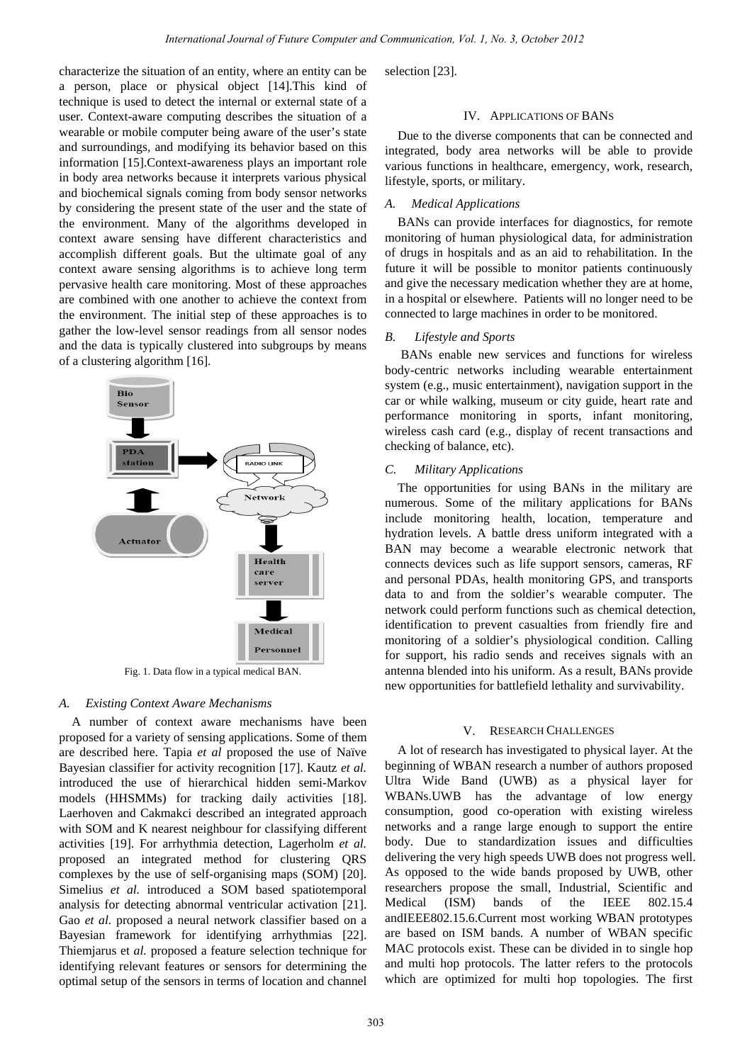characterize the situation of an entity, where an entity can be a person, place or physical object [14].This kind of technique is used to detect the internal or external state of a user. Context-aware computing describes the situation of a wearable or mobile computer being aware of the user's state and surroundings, and modifying its behavior based on this information [15].Context-awareness plays an important role in body area networks because it interprets various physical and biochemical signals coming from body sensor networks by considering the present state of the user and the state of the environment. Many of the algorithms developed in context aware sensing have different characteristics and accomplish different goals. But the ultimate goal of any context aware sensing algorithms is to achieve long term pervasive health care monitoring. Most of these approaches are combined with one another to achieve the context from the environment. The initial step of these approaches is to gather the low-level sensor readings from all sensor nodes and the data is typically clustered into subgroups by means of a clustering algorithm [16].

Fig. 1. Data flow in a typical medical BAN.

### A. Existing Context Aware Mechanisms

A number of context aware mechanisms have been proposed for a variety of sensing applications. Some of them are described here. Tapia *et al* proposed the use of Naïve Bayesian classifier for activity recognition [17]. Kautz *et al.* introduced the use of hierarchical hidden semi-Markov models (HHSMMs) for tracking daily activities [18]. Laerhoven and Cakmakci described an integrated approach with SOM and K nearest neighbour for classifying different activities [19]. For arrhythmia detection, Lagerholm *et al.* proposed an integrated method for clustering QRS complexes by the use of self-organising maps (SOM) [20]. Simelius *et al.* introduced a SOM based spatiotemporal analysis for detecting abnormal ventricular activation [21]. Gao *et al.* proposed a neural network classifier based on a Bayesian framework for identifying arrhythmias [22]. Thiemjarus et *al.* proposed a feature selection technique for identifying relevant features or sensors for determining the optimal setup of the sensors in terms of location and channel selection [23].

## IV. Applications of BANs

Due to the diverse components that can be connected and integrated, body area networks will be able to provide various functions in healthcare, emergency, work, research, lifestyle, sports, or military.

### A. Medical Applications

BANs can provide interfaces for diagnostics, for remote monitoring of human physiological data, for administration of drugs in hospitals and as an aid to rehabilitation. In the future it will be possible to monitor patients continuously and give the necessary medication whether they are at home, in a hospital or elsewhere. Patients will no longer need to be connected to large machines in order to be monitored.

### B. Lifestyle and Sports

BANs enable new services and functions for wireless body-centric networks including wearable entertainment system (e.g., music entertainment), navigation support in the car or while walking, museum or city guide, heart rate and performance monitoring in sports, infant monitoring, wireless cash card (e.g., display of recent transactions and checking of balance, etc).

### C. Military Applications

The opportunities for using BANs in the military are numerous. Some of the military applications for BANs include monitoring health, location, temperature and hydration levels. A battle dress uniform integrated with a BAN may become a wearable electronic network that connects devices such as life support sensors, cameras, RF and personal PDAs, health monitoring GPS, and transports data to and from the soldier's wearable computer. The network could perform functions such as chemical detection, identification to prevent casualties from friendly fire and monitoring of a soldier's physiological condition. Calling for support, his radio sends and receives signals with an antenna blended into his uniform. As a result, BANs provide new opportunities for battlefield lethality and survivability.

## V. Research Challenges

A lot of research has investigated to physical layer. At the beginning of WBAN research a number of authors proposed Ultra Wide Band (UWB) as a physical layer for WBANs.UWB has the advantage of low energy consumption, good co-operation with existing wireless networks and a range large enough to support the entire body. Due to standardization issues and difficulties delivering the very high speeds UWB does not progress well. As opposed to the wide bands proposed by UWB, other researchers propose the small, Industrial, Scientific and Medical (ISM) bands of the IEEE 802.15.4 andIEEE802.15.6.Current most working WBAN prototypes are based on ISM bands. A number of WBAN specific MAC protocols exist. These can be divided in to single hop and multi hop protocols. The latter refers to the protocols which are optimized for multi hop topologies. The first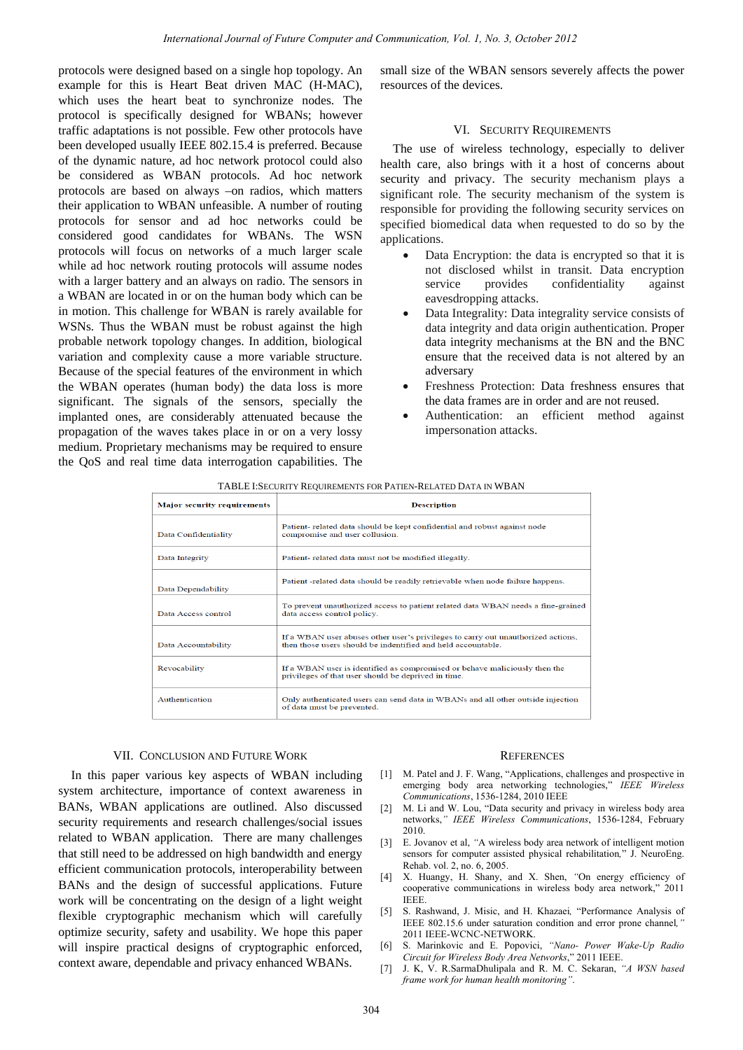protocols were designed based on a single hop topology. An example for this is Heart Beat driven MAC (H-MAC), which uses the heart beat to synchronize nodes. The protocol is specifically designed for WBANs; however traffic adaptations is not possible. Few other protocols have been developed usually IEEE 802.15.4 is preferred. Because of the dynamic nature, ad hoc network protocol could also be considered as WBAN protocols. Ad hoc network protocols are based on always –on radios, which matters their application to WBAN unfeasible. A number of routing protocols for sensor and ad hoc networks could be considered good candidates for WBANs. The WSN protocols will focus on networks of a much larger scale while ad hoc network routing protocols will assume nodes with a larger battery and an always on radio. The sensors in a WBAN are located in or on the human body which can be in motion. This challenge for WBAN is rarely available for WSNs. Thus the WBAN must be robust against the high probable network topology changes. In addition, biological variation and complexity cause a more variable structure. Because of the special features of the environment in which the WBAN operates (human body) the data loss is more significant. The signals of the sensors, specially the implanted ones, are considerably attenuated because the propagation of the waves takes place in or on a very lossy medium. Proprietary mechanisms may be required to ensure the QoS and real time data interrogation capabilities. The small size of the WBAN sensors severely affects the power resources of the devices.

## VI. Security Requirements

The use of wireless technology, especially to deliver health care, also brings with it a host of concerns about security and privacy. The security mechanism plays a significant role. The security mechanism of the system is responsible for providing the following security services on specified biomedical data when requested to do so by the applications.

- Data Encryption: the data is encrypted so that it is not disclosed whilst in transit. Data encryption service provides confidentiality against eavesdropping attacks.
- Data Integrality: Data integrality service consists of data integrity and data origin authentication. Proper data integrity mechanisms at the BN and the BNC ensure that the received data is not altered by an adversary
- Freshness Protection: Data freshness ensures that the data frames are in order and are not reused.
- Authentication: an efficient method against impersonation attacks.

TABLE I: Security Requirements for Patien-Related Data in WBAN

| Major security requirements | Description |
|---|---|
| Data Confidentiality | Patient- related data should be kept confidential and robust against node compromise and user collusion. |
| Data Integrity | Patient- related data must not be modified illegally. |
| Data Dependability | Patient -related data should be readily retrievable when node failure happens. |
| Data Access control | To prevent unauthorized access to patient related data WBAN needs a fine-grained data access control policy. |
| Data Accountability | If a WBAN user abuses other user's privileges to carry out unauthorized actions, then those users should be indentified and held accountable. |
| Revocability | If a WBAN user is identified as compromised or behave maliciously then the privileges of that user should be deprived in time. |
| Authentication | Only authenticated users can send data in WBANs and all other outside injection of data must be prevented. |

## VII. Conclusion and Future Work

In this paper various key aspects of WBAN including system architecture, importance of context awareness in BANs, WBAN applications are outlined. Also discussed security requirements and research challenges/social issues related to WBAN application. There are many challenges that still need to be addressed on high bandwidth and energy efficient communication protocols, interoperability between BANs and the design of successful applications. Future work will be concentrating on the design of a light weight flexible cryptographic mechanism which will carefully optimize security, safety and usability. We hope this paper will inspire practical designs of cryptographic enforced, context aware, dependable and privacy enhanced WBANs.

## References

[1] M. Patel and J. F. Wang, "Applications, challenges and prospective in emerging body area networking technologies," *IEEE Wireless Communications*, 1536-1284, 2010 IEEE

[2] M. Li and W. Lou, "Data security and privacy in wireless body area networks," *IEEE Wireless Communications*, 1536-1284, February 2010.

[3] E. Jovanov et al, "A wireless body area network of intelligent motion sensors for computer assisted physical rehabilitation," J. NeuroEng. Rehab. vol. 2, no. 6, 2005.

[4] X. Huangy, H. Shany, and X. Shen, "On energy efficiency of cooperative communications in wireless body area network," 2011 IEEE.

[5] S. Rashwand, J. Misic, and H. Khazaei, "Performance Analysis of IEEE 802.15.6 under saturation condition and error prone channel," 2011 IEEE-WCNC-NETWORK.

[6] S. Marinkovic and E. Popovici, *"Nano- Power Wake-Up Radio Circuit for Wireless Body Area Networks*," 2011 IEEE.

[7] J. K, V. R.SarmaDhulipala and R. M. C. Sekaran, *"A WSN based frame work for human health monitoring"*.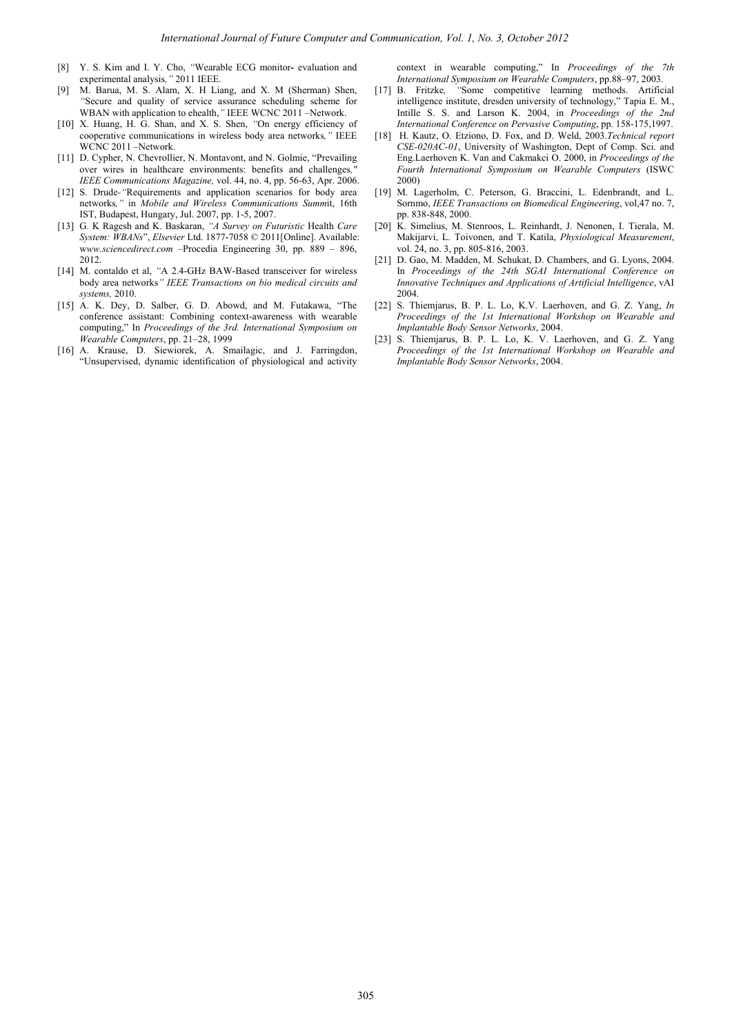[8] Y. S. Kim and I. Y. Cho, *"*Wearable ECG monitor**-** evaluation and experimental analysis*,"* 2011 IEEE.

[9] M. Barua, M. S. Alam, X. H Liang, and X. M (Sherman) Shen, *"*Secure and quality of service assurance scheduling scheme for WBAN with application to ehealth*,"* IEEE WCNC 2011 –Network.

[10] X. Huang, H. G. Shan, and X. S. Shen, *"*On energy efficiency of cooperative communications in wireless body area networks*,"* IEEE WCNC 2011 –Network.

[11] D. Cypher, N. Chevrollier, N. Montavont, and N. Golmie, "Prevailing over wires in healthcare environments: benefits and challenges*," IEEE Communications Magazine,* vol. 44, no. 4, pp. 56-63, Apr. 2006.

[12] S. Drude-*"*Requirements and application scenarios for body area networks*,"* in *Mobile and Wireless Communications Summ*it, 16th IST, Budapest, Hungary, Jul. 2007, pp. 1-5, 2007.

[13] G. K Ragesh and K. Baskaran, *"A Survey on Futuristic* Health *Care System: WBANs*", *Elsevier* Ltd. 1877-7058 © 2011[Online]. Available: w*ww.sciencedirect.com* –Procedia Engineering 30, pp. 889 – 896, 2012.

[14] M. contaldo et al, *"*A 2.4-GHz BAW-Based transceiver for wireless body area networks*" IEEE Transactions on bio medical circuits and systems,* 2010.

[15] A. K. Dey, D. Salber, G. D. Abowd, and M. Futakawa, "The conference assistant: Combining context-awareness with wearable computing," In *Proceedings of the 3rd. International Symposium on Wearable Computers*, pp. 21–28, 1999

[16] A. Krause, D. Siewiorek, A. Smailagic, and J. Farringdon, "Unsupervised, dynamic identification of physiological and activity context in wearable computing," In *Proceedings of the 7th International Symposium on Wearable Computers*, pp.88–97, 2003.

[17] B. Fritzke*, "*Some competitive learning methods. Artificial intelligence institute, dresden university of technology," Tapia E. M., Intille S. S. and Larson K. 2004, in *Proceedings of the 2nd International Conference on Pervasive Computing*, pp. 158-175,1997.

[18] H. Kautz, O. Etziono, D. Fox, and D. Weld, 2003.*Technical report CSE-020AC-01*, University of Washington, Dept of Comp. Sci. and Eng.Laerhoven K. Van and Cakmakci O. 2000, in *Proceedings of the Fourth International Symposium on Wearable Computers* (ISWC 2000)

[19] M. Lagerholm, C. Peterson, G. Braccini, L. Edenbrandt, and L. Sornmo, *IEEE Transactions on Biomedical Engineering*, vol,47 no. 7, pp. 838-848, 2000.

[20] K. Simelius, M. Stenroos, L. Reinhardt, J. Nenonen, I. Tierala, M. Makijarvi, L. Toivonen, and T. Katila, *Physiological Measurement*, vol. 24, no. 3, pp. 805-816, 2003.

[21] D. Gao, M. Madden, M. Schukat, D. Chambers, and G. Lyons, 2004. In *Proceedings of the 24th SGAI International Conference on Innovative Techniques and Applications of Artificial Intelligence*, vAI 2004.

[22] S. Thiemjarus, B. P. L. Lo, K.V. Laerhoven, and G. Z. Yang, *In Proceedings of the 1st International Workshop on Wearable and Implantable Body Sensor Networks*, 2004.

[23] S. Thiemjarus, B. P. L. Lo, K. V. Laerhoven, and G. Z. Yang *Proceedings of the 1st International Workshop on Wearable and Implantable Body Sensor Networks*, 2004.